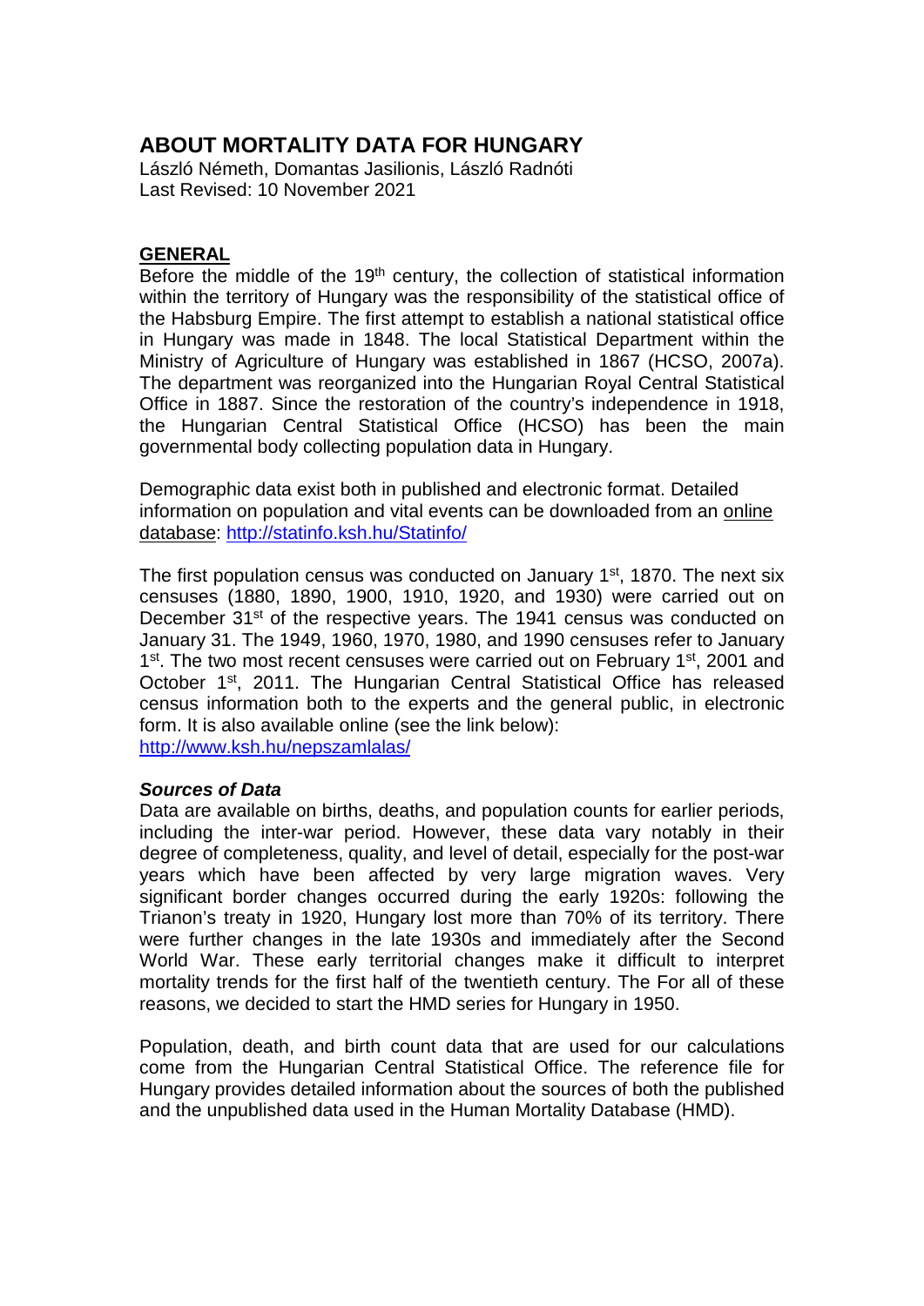# ABOUT MORTALITY DATA FOR HUNGARY

László Németh, Domantas Jasilionis, László Radnóti
Last Revised: 10 November 2021

## GENERAL

Before the middle of the 19th century, the collection of statistical information within the territory of Hungary was the responsibility of the statistical office of the Habsburg Empire. The first attempt to establish a national statistical office in Hungary was made in 1848. The local Statistical Department within the Ministry of Agriculture of Hungary was established in 1867 (HCSO, 2007a). The department was reorganized into the Hungarian Royal Central Statistical Office in 1887. Since the restoration of the country's independence in 1918, the Hungarian Central Statistical Office (HCSO) has been the main governmental body collecting population data in Hungary.

Demographic data exist both in published and electronic format. Detailed information on population and vital events can be downloaded from an online database: http://statinfo.ksh.hu/Statinfo/

The first population census was conducted on January 1st, 1870. The next six censuses (1880, 1890, 1900, 1910, 1920, and 1930) were carried out on December 31st of the respective years. The 1941 census was conducted on January 31. The 1949, 1960, 1970, 1980, and 1990 censuses refer to January 1st. The two most recent censuses were carried out on February 1st, 2001 and October 1st, 2011. The Hungarian Central Statistical Office has released census information both to the experts and the general public, in electronic form. It is also available online (see the link below):
http://www.ksh.hu/nepszamlalas/

### *Sources of Data*

Data are available on births, deaths, and population counts for earlier periods, including the inter-war period. However, these data vary notably in their degree of completeness, quality, and level of detail, especially for the post-war years which have been affected by very large migration waves. Very significant border changes occurred during the early 1920s: following the Trianon's treaty in 1920, Hungary lost more than 70% of its territory. There were further changes in the late 1930s and immediately after the Second World War. These early territorial changes make it difficult to interpret mortality trends for the first half of the twentieth century. The For all of these reasons, we decided to start the HMD series for Hungary in 1950.

Population, death, and birth count data that are used for our calculations come from the Hungarian Central Statistical Office. The reference file for Hungary provides detailed information about the sources of both the published and the unpublished data used in the Human Mortality Database (HMD).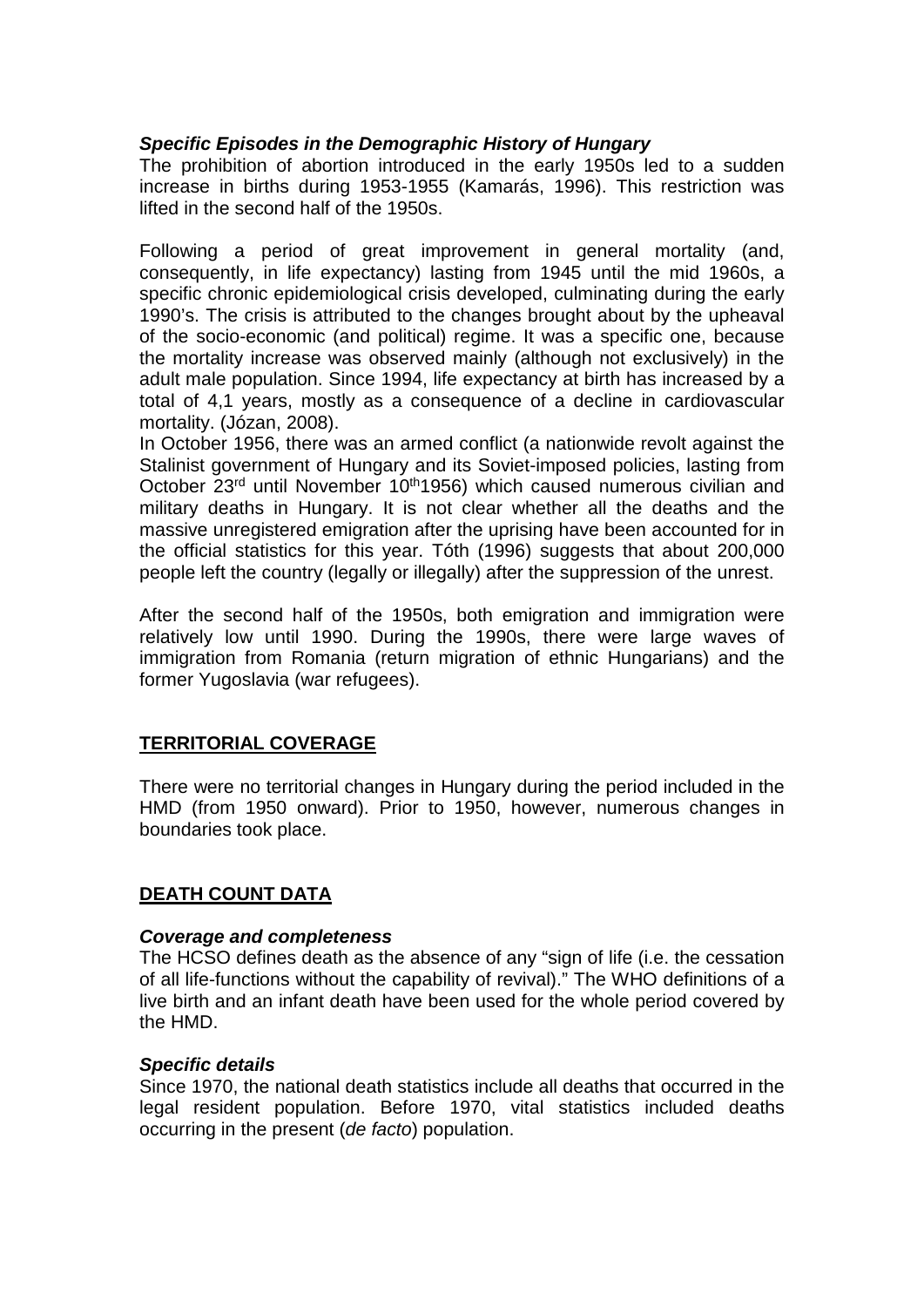### *Specific Episodes in the Demographic History of Hungary*

The prohibition of abortion introduced in the early 1950s led to a sudden increase in births during 1953-1955 (Kamarás, 1996). This restriction was lifted in the second half of the 1950s.

Following a period of great improvement in general mortality (and, consequently, in life expectancy) lasting from 1945 until the mid 1960s, a specific chronic epidemiological crisis developed, culminating during the early 1990's. The crisis is attributed to the changes brought about by the upheaval of the socio-economic (and political) regime. It was a specific one, because the mortality increase was observed mainly (although not exclusively) in the adult male population. Since 1994, life expectancy at birth has increased by a total of 4,1 years, mostly as a consequence of a decline in cardiovascular mortality. (Józan, 2008).

In October 1956, there was an armed conflict (a nationwide revolt against the Stalinist government of Hungary and its Soviet-imposed policies, lasting from October 23rd until November 10th 1956) which caused numerous civilian and military deaths in Hungary. It is not clear whether all the deaths and the massive unregistered emigration after the uprising have been accounted for in the official statistics for this year. Tóth (1996) suggests that about 200,000 people left the country (legally or illegally) after the suppression of the unrest.

After the second half of the 1950s, both emigration and immigration were relatively low until 1990. During the 1990s, there were large waves of immigration from Romania (return migration of ethnic Hungarians) and the former Yugoslavia (war refugees).

## TERRITORIAL COVERAGE

There were no territorial changes in Hungary during the period included in the HMD (from 1950 onward). Prior to 1950, however, numerous changes in boundaries took place.

## DEATH COUNT DATA

### *Coverage and completeness*

The HCSO defines death as the absence of any "sign of life (i.e. the cessation of all life-functions without the capability of revival)." The WHO definitions of a live birth and an infant death have been used for the whole period covered by the HMD.

### *Specific details*

Since 1970, the national death statistics include all deaths that occurred in the legal resident population. Before 1970, vital statistics included deaths occurring in the present (*de facto*) population.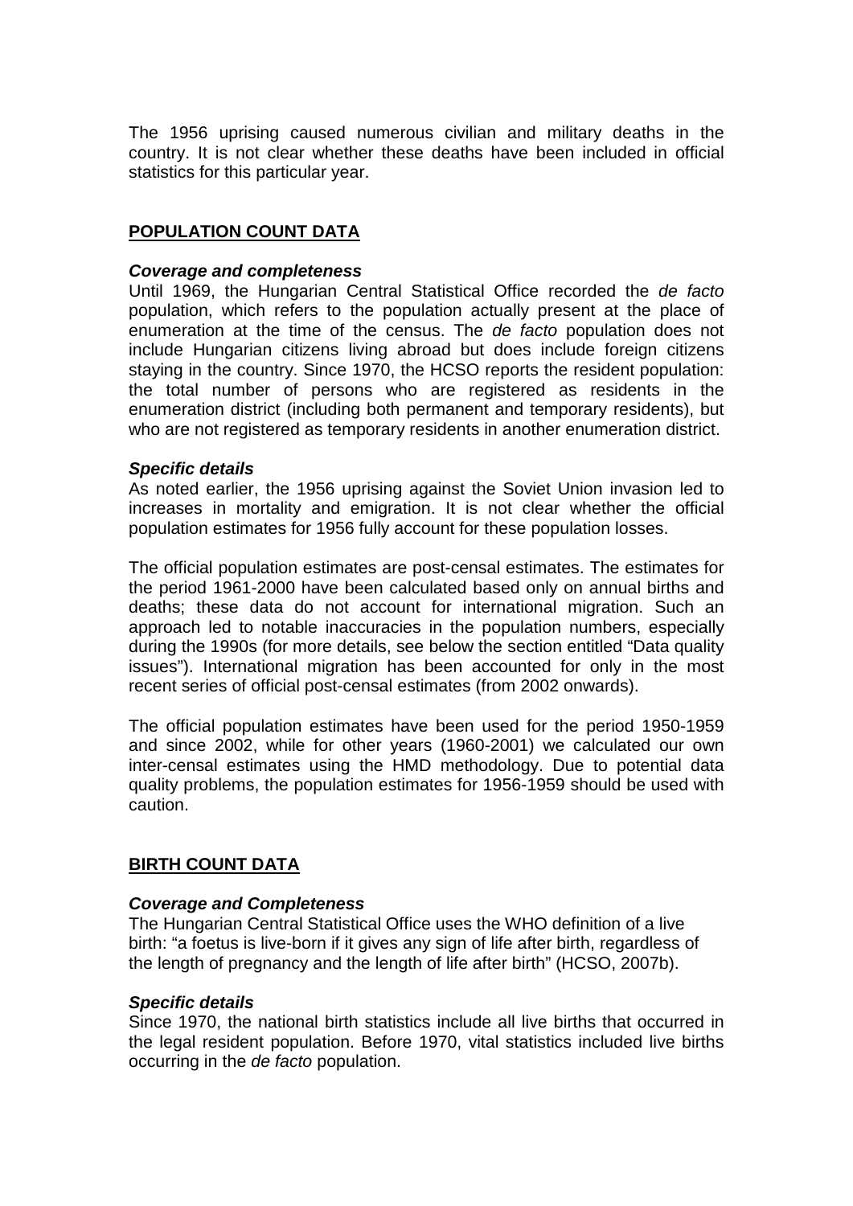The 1956 uprising caused numerous civilian and military deaths in the country. It is not clear whether these deaths have been included in official statistics for this particular year.

## POPULATION COUNT DATA

***Coverage and completeness***

Until 1969, the Hungarian Central Statistical Office recorded the *de facto* population, which refers to the population actually present at the place of enumeration at the time of the census. The *de facto* population does not include Hungarian citizens living abroad but does include foreign citizens staying in the country. Since 1970, the HCSO reports the resident population: the total number of persons who are registered as residents in the enumeration district (including both permanent and temporary residents), but who are not registered as temporary residents in another enumeration district.

***Specific details***

As noted earlier, the 1956 uprising against the Soviet Union invasion led to increases in mortality and emigration. It is not clear whether the official population estimates for 1956 fully account for these population losses.

The official population estimates are post-censal estimates. The estimates for the period 1961-2000 have been calculated based only on annual births and deaths; these data do not account for international migration. Such an approach led to notable inaccuracies in the population numbers, especially during the 1990s (for more details, see below the section entitled "Data quality issues"). International migration has been accounted for only in the most recent series of official post-censal estimates (from 2002 onwards).

The official population estimates have been used for the period 1950-1959 and since 2002, while for other years (1960-2001) we calculated our own inter-censal estimates using the HMD methodology. Due to potential data quality problems, the population estimates for 1956-1959 should be used with caution.

## BIRTH COUNT DATA

***Coverage and Completeness***

The Hungarian Central Statistical Office uses the WHO definition of a live birth: "a foetus is live-born if it gives any sign of life after birth, regardless of the length of pregnancy and the length of life after birth" (HCSO, 2007b).

***Specific details***

Since 1970, the national birth statistics include all live births that occurred in the legal resident population. Before 1970, vital statistics included live births occurring in the *de facto* population.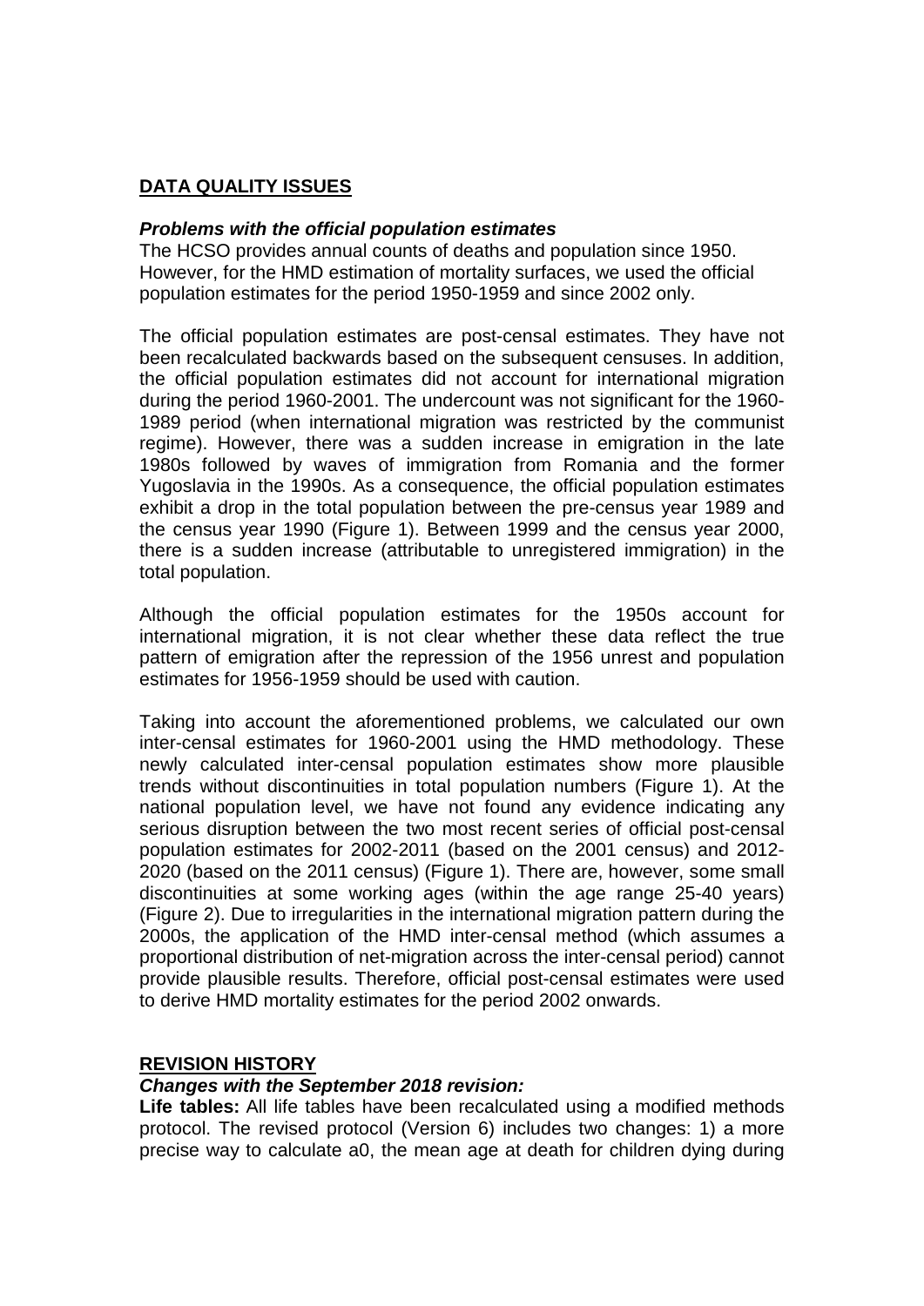## DATA QUALITY ISSUES

***Problems with the official population estimates***

The HCSO provides annual counts of deaths and population since 1950. However, for the HMD estimation of mortality surfaces, we used the official population estimates for the period 1950-1959 and since 2002 only.

The official population estimates are post-censal estimates. They have not been recalculated backwards based on the subsequent censuses. In addition, the official population estimates did not account for international migration during the period 1960-2001. The undercount was not significant for the 1960-1989 period (when international migration was restricted by the communist regime). However, there was a sudden increase in emigration in the late 1980s followed by waves of immigration from Romania and the former Yugoslavia in the 1990s. As a consequence, the official population estimates exhibit a drop in the total population between the pre-census year 1989 and the census year 1990 (Figure 1). Between 1999 and the census year 2000, there is a sudden increase (attributable to unregistered immigration) in the total population.

Although the official population estimates for the 1950s account for international migration, it is not clear whether these data reflect the true pattern of emigration after the repression of the 1956 unrest and population estimates for 1956-1959 should be used with caution.

Taking into account the aforementioned problems, we calculated our own inter-censal estimates for 1960-2001 using the HMD methodology. These newly calculated inter-censal population estimates show more plausible trends without discontinuities in total population numbers (Figure 1). At the national population level, we have not found any evidence indicating any serious disruption between the two most recent series of official post-censal population estimates for 2002-2011 (based on the 2001 census) and 2012-2020 (based on the 2011 census) (Figure 1). There are, however, some small discontinuities at some working ages (within the age range 25-40 years) (Figure 2). Due to irregularities in the international migration pattern during the 2000s, the application of the HMD inter-censal method (which assumes a proportional distribution of net-migration across the inter-censal period) cannot provide plausible results. Therefore, official post-censal estimates were used to derive HMD mortality estimates for the period 2002 onwards.

## REVISION HISTORY

***Changes with the September 2018 revision:***

**Life tables:** All life tables have been recalculated using a modified methods protocol. The revised protocol (Version 6) includes two changes: 1) a more precise way to calculate a0, the mean age at death for children dying during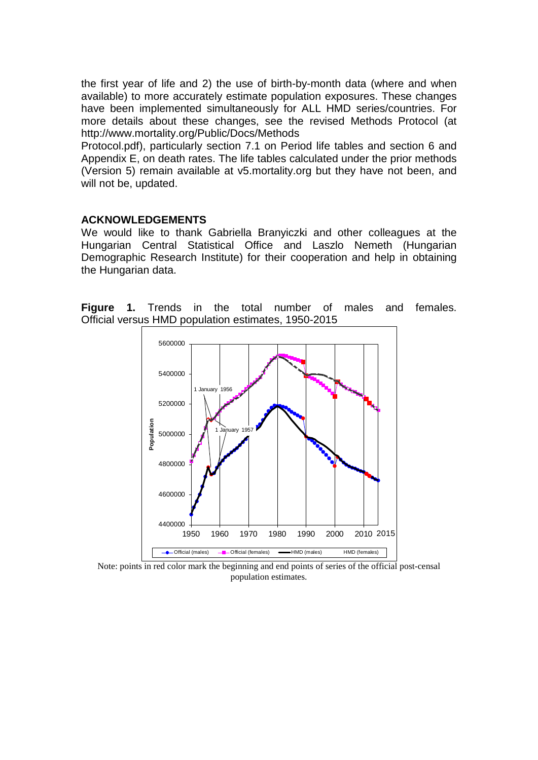the first year of life and 2) the use of birth-by-month data (where and when available) to more accurately estimate population exposures. These changes have been implemented simultaneously for ALL HMD series/countries. For more details about these changes, see the revised Methods Protocol (at http://www.mortality.org/Public/Docs/Methods Protocol.pdf), particularly section 7.1 on Period life tables and section 6 and Appendix E, on death rates. The life tables calculated under the prior methods (Version 5) remain available at v5.mortality.org but they have not been, and will not be, updated.

## ACKNOWLEDGEMENTS

We would like to thank Gabriella Branyiczki and other colleagues at the Hungarian Central Statistical Office and Laszlo Nemeth (Hungarian Demographic Research Institute) for their cooperation and help in obtaining the Hungarian data.

**Figure 1.** Trends in the total number of males and females. Official versus HMD population estimates, 1950-2015

Note: points in red color mark the beginning and end points of series of the official post-censal population estimates.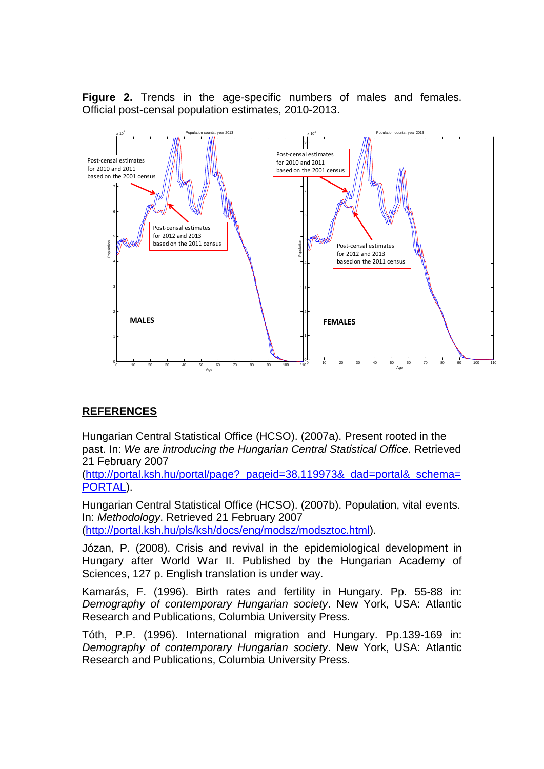**Figure 2.** Trends in the age-specific numbers of males and females. Official post-censal population estimates, 2010-2013.

## REFERENCES

Hungarian Central Statistical Office (HCSO). (2007a). Present rooted in the past. In: *We are introducing the Hungarian Central Statistical Office*. Retrieved 21 February 2007 ([http://portal.ksh.hu/portal/page?_pageid=38,119973&_dad=portal&_schema=PORTAL](http://portal.ksh.hu/portal/page?_pageid=38,119973&_dad=portal&_schema=PORTAL)).

Hungarian Central Statistical Office (HCSO). (2007b). Population, vital events. In: *Methodology*. Retrieved 21 February 2007 ([http://portal.ksh.hu/pls/ksh/docs/eng/modsz/modsztoc.html](http://portal.ksh.hu/pls/ksh/docs/eng/modsz/modsztoc.html)).

Józan, P. (2008). Crisis and revival in the epidemiological development in Hungary after World War II. Published by the Hungarian Academy of Sciences, 127 p. English translation is under way.

Kamarás, F. (1996). Birth rates and fertility in Hungary. Pp. 55-88 in: *Demography of contemporary Hungarian society*. New York, USA: Atlantic Research and Publications, Columbia University Press.

Tóth, P.P. (1996). International migration and Hungary. Pp.139-169 in: *Demography of contemporary Hungarian society*. New York, USA: Atlantic Research and Publications, Columbia University Press.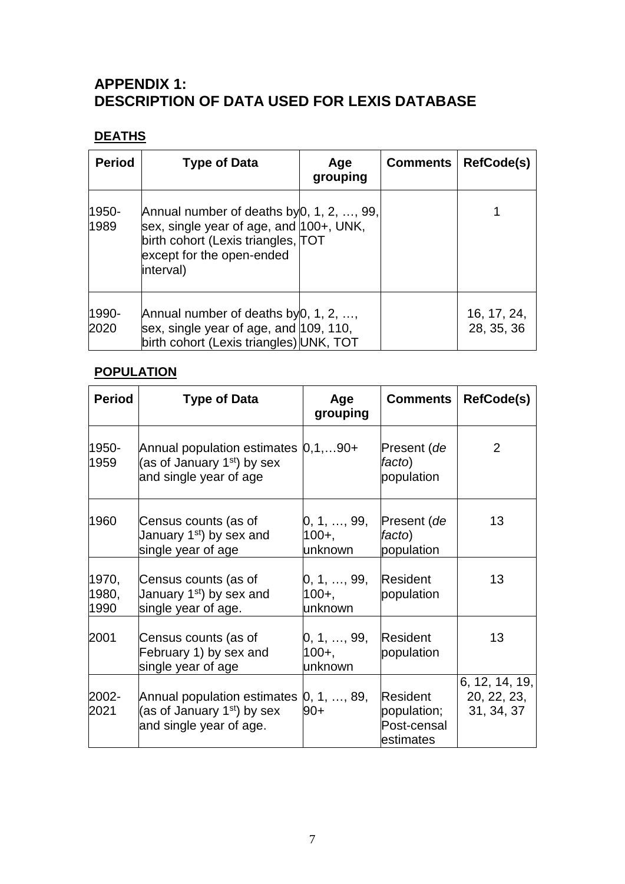# APPENDIX 1: DESCRIPTION OF DATA USED FOR LEXIS DATABASE

## DEATHS

| Period | Type of Data | Age grouping | Comments | RefCode(s) |
|---|---|---|---|---|
| 1950-1989 | Annual number of deaths by sex, single year of age, and birth cohort (Lexis triangles, except for the open-ended interval) | 0, 1, 2, …, 99, 100+, UNK, TOT | | 1 |
| 1990-2020 | Annual number of deaths by sex, single year of age, and birth cohort (Lexis triangles) | 0, 1, 2, …, 109, 110, UNK, TOT | | 16, 17, 24, 28, 35, 36 |

## POPULATION

| Period | Type of Data | Age grouping | Comments | RefCode(s) |
|---|---|---|---|---|
| 1950-1959 | Annual population estimates (as of January 1st) by sex and single year of age | 0,1,…90+ | Present (*de facto*) population | 2 |
| 1960 | Census counts (as of January 1st) by sex and single year of age | 0, 1, …, 99, 100+, unknown | Present (*de facto*) population | 13 |
| 1970, 1980, 1990 | Census counts (as of January 1st) by sex and single year of age. | 0, 1, …, 99, 100+, unknown | Resident population | 13 |
| 2001 | Census counts (as of February 1) by sex and single year of age | 0, 1, …, 99, 100+, unknown | Resident population | 13 |
| 2002-2021 | Annual population estimates (as of January 1st) by sex and single year of age. | 0, 1, …, 89, 90+ | Resident population; Post-censal estimates | 6, 12, 14, 19, 20, 22, 23, 31, 34, 37 |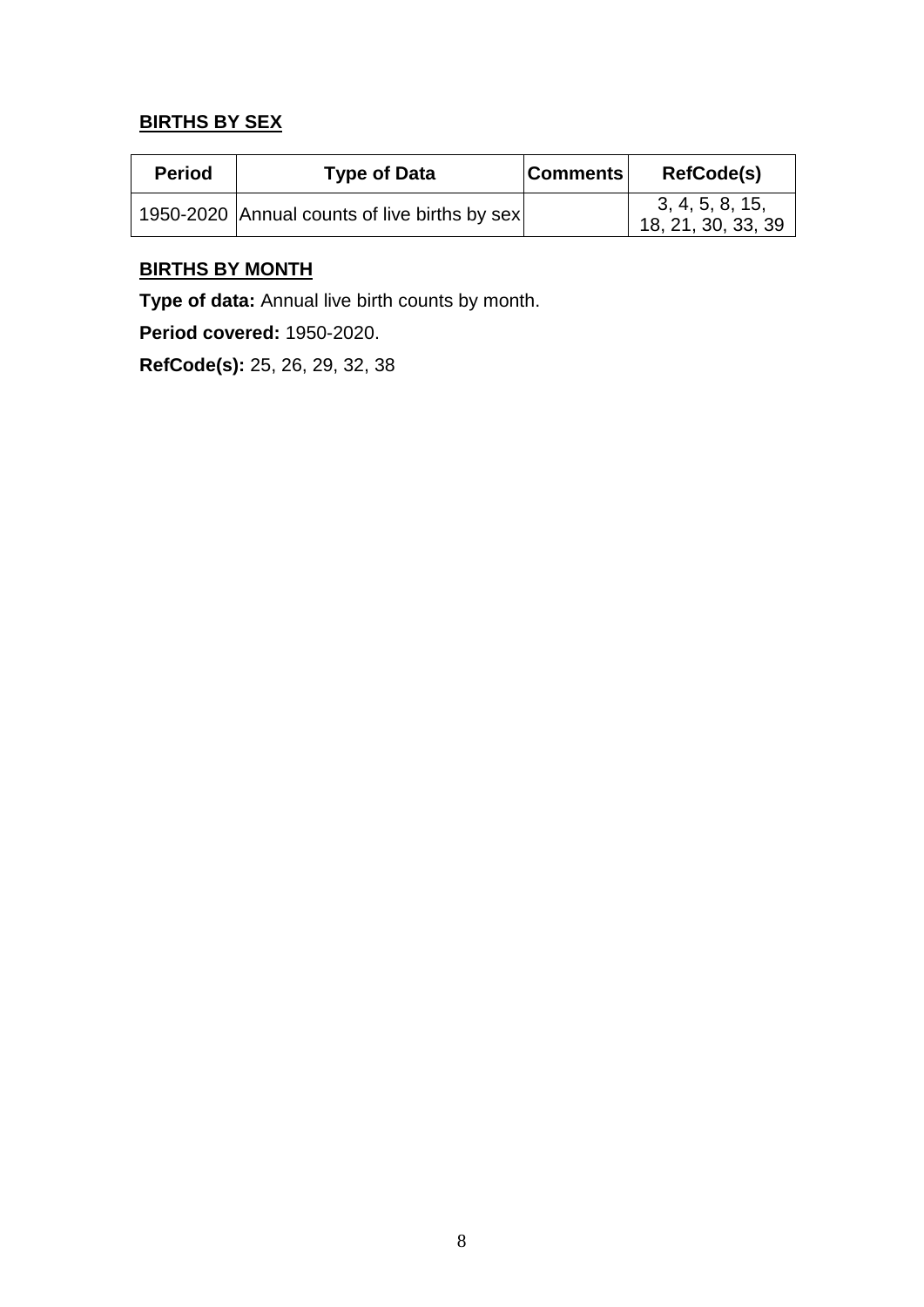## BIRTHS BY SEX

| Period | Type of Data | Comments | RefCode(s) |
|---|---|---|---|
| 1950-2020 | Annual counts of live births by sex | | 3, 4, 5, 8, 15, 18, 21, 30, 33, 39 |

## BIRTHS BY MONTH

**Type of data:** Annual live birth counts by month.

**Period covered:** 1950-2020.

**RefCode(s):** 25, 26, 29, 32, 38